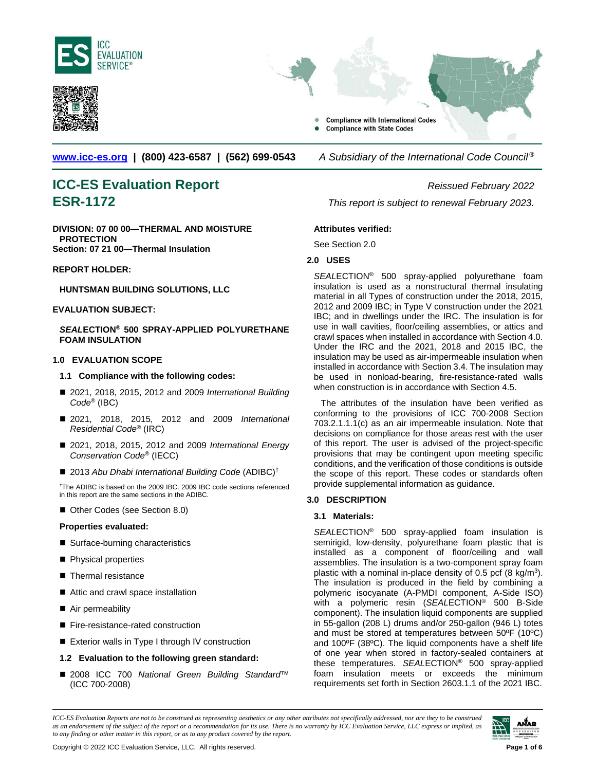ICC EVALUATION SERVICE®

- Compliance with International Codes
- Compliance with State Codes

**www.icc-es.org | (800) 423-6587 | (562) 699-0543** *A Subsidiary of the International Code Council®*

# ICC-ES Evaluation Report ESR-1172

*Reissued February 2022*

*This report is subject to renewal February 2023.*

**DIVISION: 07 00 00—THERMAL AND MOISTURE PROTECTION**
**Section: 07 21 00—Thermal Insulation**

**REPORT HOLDER:**

**HUNTSMAN BUILDING SOLUTIONS, LLC**

**EVALUATION SUBJECT:**

***SEAL*ECTION® 500 SPRAY-APPLIED POLYURETHANE FOAM INSULATION**

## 1.0 EVALUATION SCOPE

### 1.1 Compliance with the following codes:

- 2021, 2018, 2015, 2012 and 2009 *International Building Code®* (IBC)
- 2021, 2018, 2015, 2012 and 2009 *International Residential Code®* (IRC)
- 2021, 2018, 2015, 2012 and 2009 *International Energy Conservation Code®* (IECC)
- 2013 *Abu Dhabi International Building Code* (ADIBC)†

†The ADIBC is based on the 2009 IBC. 2009 IBC code sections referenced in this report are the same sections in the ADIBC.

- Other Codes (see Section 8.0)

**Properties evaluated:**

- Surface-burning characteristics
- Physical properties
- Thermal resistance
- Attic and crawl space installation
- Air permeability
- Fire-resistance-rated construction
- Exterior walls in Type I through IV construction

### 1.2 Evaluation to the following green standard:

- 2008 ICC 700 *National Green Building Standard*™ (ICC 700-2008)

**Attributes verified:**

See Section 2.0

## 2.0 USES

*SEAL*ECTION® 500 spray-applied polyurethane foam insulation is used as a nonstructural thermal insulating material in all Types of construction under the 2018, 2015, 2012 and 2009 IBC; in Type V construction under the 2021 IBC; and in dwellings under the IRC. The insulation is for use in wall cavities, floor/ceiling assemblies, or attics and crawl spaces when installed in accordance with Section 4.0. Under the IRC and the 2021, 2018 and 2015 IBC, the insulation may be used as air-impermeable insulation when installed in accordance with Section 3.4. The insulation may be used in nonload-bearing, fire-resistance-rated walls when construction is in accordance with Section 4.5.

The attributes of the insulation have been verified as conforming to the provisions of ICC 700-2008 Section 703.2.1.1.1(c) as an air impermeable insulation. Note that decisions on compliance for those areas rest with the user of this report. The user is advised of the project-specific provisions that may be contingent upon meeting specific conditions, and the verification of those conditions is outside the scope of this report. These codes or standards often provide supplemental information as guidance.

## 3.0 DESCRIPTION

### 3.1 Materials:

*SEAL*ECTION® 500 spray-applied foam insulation is semirigid, low-density, polyurethane foam plastic that is installed as a component of floor/ceiling and wall assemblies. The insulation is a two-component spray foam plastic with a nominal in-place density of 0.5 pcf (8 kg/m$^3$). The insulation is produced in the field by combining a polymeric isocyanate (A-PMDI component, A-Side ISO) with a polymeric resin (*SEAL*ECTION® 500 B-Side component). The insulation liquid components are supplied in 55-gallon (208 L) drums and/or 250-gallon (946 L) totes and must be stored at temperatures between 50ºF (10ºC) and 100ºF (38ºC). The liquid components have a shelf life of one year when stored in factory-sealed containers at these temperatures. *SEAL*ECTION® 500 spray-applied foam insulation meets or exceeds the minimum requirements set forth in Section 2603.1.1 of the 2021 IBC.

*ICC-ES Evaluation Reports are not to be construed as representing aesthetics or any other attributes not specifically addressed, nor are they to be construed as an endorsement of the subject of the report or a recommendation for its use. There is no warranty by ICC Evaluation Service, LLC express or implied, as to any finding or other matter in this report, or as to any product covered by the report.*

Copyright © 2022 ICC Evaluation Service, LLC. All rights reserved.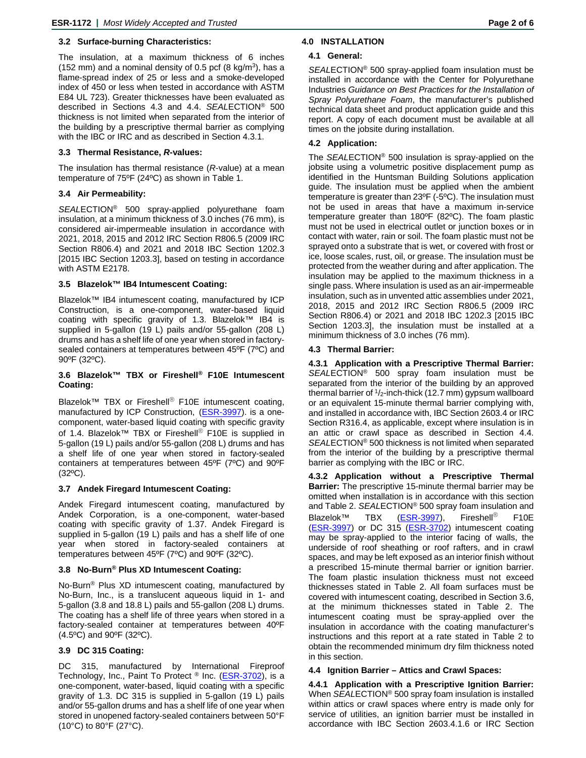### 3.2 Surface-burning Characteristics:

The insulation, at a maximum thickness of 6 inches (152 mm) and a nominal density of 0.5 pcf (8 kg/m$^3$), has a flame-spread index of 25 or less and a smoke-developed index of 450 or less when tested in accordance with ASTM E84 UL 723). Greater thicknesses have been evaluated as described in Sections 4.3 and 4.4. *SEAL*ECTION® 500 thickness is not limited when separated from the interior of the building by a prescriptive thermal barrier as complying with the IBC or IRC and as described in Section 4.3.1.

### 3.3 Thermal Resistance, *R*-values:

The insulation has thermal resistance (*R*-value) at a mean temperature of 75ºF (24ºC) as shown in Table 1.

### 3.4 Air Permeability:

*SEAL*ECTION® 500 spray-applied polyurethane foam insulation, at a minimum thickness of 3.0 inches (76 mm), is considered air-impermeable insulation in accordance with 2021, 2018, 2015 and 2012 IRC Section R806.5 (2009 IRC Section R806.4) and 2021 and 2018 IBC Section 1202.3 [2015 IBC Section 1203.3], based on testing in accordance with ASTM E2178.

### 3.5 Blazelok™ IB4 Intumescent Coating:

Blazelok™ IB4 intumescent coating, manufactured by ICP Construction, is a one-component, water-based liquid coating with specific gravity of 1.3. Blazelok™ IB4 is supplied in 5-gallon (19 L) pails and/or 55-gallon (208 L) drums and has a shelf life of one year when stored in factory-sealed containers at temperatures between 45ºF (7ºC) and 90ºF (32ºC).

### 3.6 Blazelok™ TBX or Fireshell® F10E Intumescent Coating:

Blazelok™ TBX or Fireshell® F10E intumescent coating, manufactured by ICP Construction, (ESR-3997). is a one-component, water-based liquid coating with specific gravity of 1.4. Blazelok™ TBX or Fireshell® F10E is supplied in 5-gallon (19 L) pails and/or 55-gallon (208 L) drums and has a shelf life of one year when stored in factory-sealed containers at temperatures between 45ºF (7ºC) and 90ºF (32ºC).

### 3.7 Andek Firegard Intumescent Coating:

Andek Firegard intumescent coating, manufactured by Andek Corporation, is a one-component, water-based coating with specific gravity of 1.37. Andek Firegard is supplied in 5-gallon (19 L) pails and has a shelf life of one year when stored in factory-sealed containers at temperatures between 45ºF (7ºC) and 90ºF (32ºC).

### 3.8 No-Burn® Plus XD Intumescent Coating:

No-Burn® Plus XD intumescent coating, manufactured by No-Burn, Inc., is a translucent aqueous liquid in 1- and 5-gallon (3.8 and 18.8 L) pails and 55-gallon (208 L) drums. The coating has a shelf life of three years when stored in a factory-sealed container at temperatures between 40ºF (4.5ºC) and 90ºF (32ºC).

### 3.9 DC 315 Coating:

DC 315, manufactured by International Fireproof Technology, Inc., Paint To Protect ® Inc. (ESR-3702), is a one-component, water-based, liquid coating with a specific gravity of 1.3. DC 315 is supplied in 5-gallon (19 L) pails and/or 55-gallon drums and has a shelf life of one year when stored in unopened factory-sealed containers between 50°F (10°C) to 80°F (27°C).

## 4.0 INSTALLATION

### 4.1 General:

*SEAL*ECTION® 500 spray-applied foam insulation must be installed in accordance with the Center for Polyurethane Industries *Guidance on Best Practices for the Installation of Spray Polyurethane Foam*, the manufacturer's published technical data sheet and product application guide and this report. A copy of each document must be available at all times on the jobsite during installation.

### 4.2 Application:

The *SEAL*ECTION® 500 insulation is spray-applied on the jobsite using a volumetric positive displacement pump as identified in the Huntsman Building Solutions application guide. The insulation must be applied when the ambient temperature is greater than 23ºF (-5ºC). The insulation must not be used in areas that have a maximum in-service temperature greater than 180ºF (82ºC). The foam plastic must not be used in electrical outlet or junction boxes or in contact with water, rain or soil. The foam plastic must not be sprayed onto a substrate that is wet, or covered with frost or ice, loose scales, rust, oil, or grease. The insulation must be protected from the weather during and after application. The insulation may be applied to the maximum thickness in a single pass. Where insulation is used as an air-impermeable insulation, such as in unvented attic assemblies under 2021, 2018, 2015 and 2012 IRC Section R806.5 (2009 IRC Section R806.4) or 2021 and 2018 IBC 1202.3 [2015 IBC Section 1203.3], the insulation must be installed at a minimum thickness of 3.0 inches (76 mm).

### 4.3 Thermal Barrier:

**4.3.1 Application with a Prescriptive Thermal Barrier:** *SEAL*ECTION® 500 spray foam insulation must be separated from the interior of the building by an approved thermal barrier of 1/2-inch-thick (12.7 mm) gypsum wallboard or an equivalent 15-minute thermal barrier complying with, and installed in accordance with, IBC Section 2603.4 or IRC Section R316.4, as applicable, except where insulation is in an attic or crawl space as described in Section 4.4. *SEAL*ECTION® 500 thickness is not limited when separated from the interior of the building by a prescriptive thermal barrier as complying with the IBC or IRC.

**4.3.2 Application without a Prescriptive Thermal Barrier:** The prescriptive 15-minute thermal barrier may be omitted when installation is in accordance with this section and Table 2. *SEAL*ECTION® 500 spray foam insulation and Blazelok™ TBX (ESR-3997), Fireshell® F10E (ESR-3997) or DC 315 (ESR-3702) intumescent coating may be spray-applied to the interior facing of walls, the underside of roof sheathing or roof rafters, and in crawl spaces, and may be left exposed as an interior finish without a prescribed 15-minute thermal barrier or ignition barrier. The foam plastic insulation thickness must not exceed thicknesses stated in Table 2. All foam surfaces must be covered with intumescent coating, described in Section 3.6, at the minimum thicknesses stated in Table 2. The intumescent coating must be spray-applied over the insulation in accordance with the coating manufacturer's instructions and this report at a rate stated in Table 2 to obtain the recommended minimum dry film thickness noted in this section.

### 4.4 Ignition Barrier – Attics and Crawl Spaces:

**4.4.1 Application with a Prescriptive Ignition Barrier:** When *SEAL*ECTION® 500 spray foam insulation is installed within attics or crawl spaces where entry is made only for service of utilities, an ignition barrier must be installed in accordance with IBC Section 2603.4.1.6 or IRC Section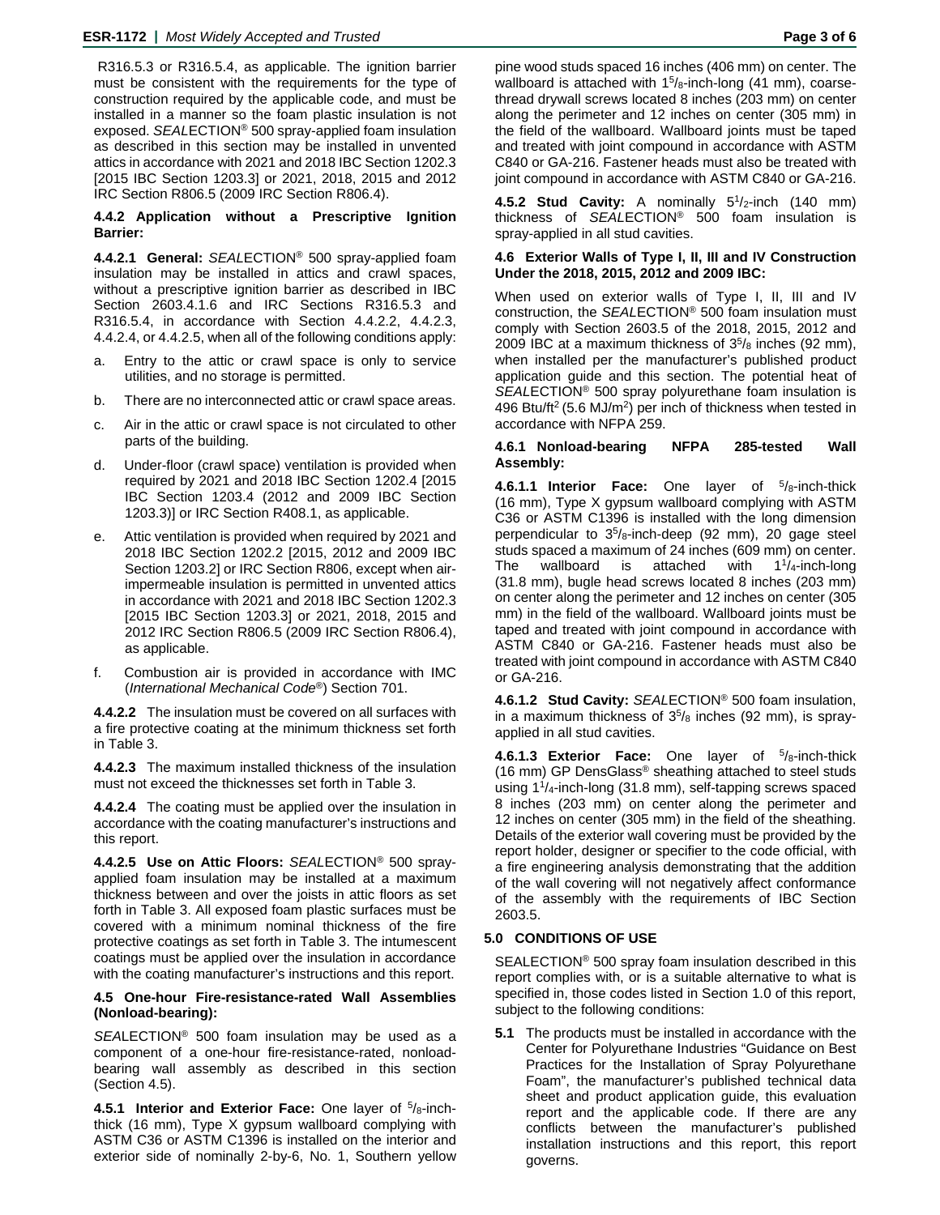R316.5.3 or R316.5.4, as applicable. The ignition barrier must be consistent with the requirements for the type of construction required by the applicable code, and must be installed in a manner so the foam plastic insulation is not exposed. *SEAL*ECTION® 500 spray-applied foam insulation as described in this section may be installed in unvented attics in accordance with 2021 and 2018 IBC Section 1202.3 [2015 IBC Section 1203.3] or 2021, 2018, 2015 and 2012 IRC Section R806.5 (2009 IRC Section R806.4).

#### 4.4.2 Application without a Prescriptive Ignition Barrier:

**4.4.2.1 General:** *SEAL*ECTION® 500 spray-applied foam insulation may be installed in attics and crawl spaces, without a prescriptive ignition barrier as described in IBC Section 2603.4.1.6 and IRC Sections R316.5.3 and R316.5.4, in accordance with Section 4.4.2.2, 4.4.2.3, 4.4.2.4, or 4.4.2.5, when all of the following conditions apply:

a. Entry to the attic or crawl space is only to service utilities, and no storage is permitted.

b. There are no interconnected attic or crawl space areas.

c. Air in the attic or crawl space is not circulated to other parts of the building.

d. Under-floor (crawl space) ventilation is provided when required by 2021 and 2018 IBC Section 1202.4 [2015 IBC Section 1203.4 (2012 and 2009 IBC Section 1203.3)] or IRC Section R408.1, as applicable.

e. Attic ventilation is provided when required by 2021 and 2018 IBC Section 1202.2 [2015, 2012 and 2009 IBC Section 1203.2] or IRC Section R806, except when air-impermeable insulation is permitted in unvented attics in accordance with 2021 and 2018 IBC Section 1202.3 [2015 IBC Section 1203.3] or 2021, 2018, 2015 and 2012 IRC Section R806.5 (2009 IRC Section R806.4), as applicable.

f. Combustion air is provided in accordance with IMC (*International Mechanical Code*®) Section 701.

**4.4.2.2** The insulation must be covered on all surfaces with a fire protective coating at the minimum thickness set forth in Table 3.

**4.4.2.3** The maximum installed thickness of the insulation must not exceed the thicknesses set forth in Table 3.

**4.4.2.4** The coating must be applied over the insulation in accordance with the coating manufacturer's instructions and this report.

**4.4.2.5 Use on Attic Floors:** *SEAL*ECTION® 500 spray-applied foam insulation may be installed at a maximum thickness between and over the joists in attic floors as set forth in Table 3. All exposed foam plastic surfaces must be covered with a minimum nominal thickness of the fire protective coatings as set forth in Table 3. The intumescent coatings must be applied over the insulation in accordance with the coating manufacturer's instructions and this report.

#### 4.5 One-hour Fire-resistance-rated Wall Assemblies (Nonload-bearing):

*SEAL*ECTION® 500 foam insulation may be used as a component of a one-hour fire-resistance-rated, nonload-bearing wall assembly as described in this section (Section 4.5).

**4.5.1 Interior and Exterior Face:** One layer of $^5/_8$-inch-thick (16 mm), Type X gypsum wallboard complying with ASTM C36 or ASTM C1396 is installed on the interior and exterior side of nominally 2-by-6, No. 1, Southern yellow pine wood studs spaced 16 inches (406 mm) on center. The wallboard is attached with $1^5/_8$-inch-long (41 mm), coarse-thread drywall screws located 8 inches (203 mm) on center along the perimeter and 12 inches on center (305 mm) in the field of the wallboard. Wallboard joints must be taped and treated with joint compound in accordance with ASTM C840 or GA-216. Fastener heads must also be treated with joint compound in accordance with ASTM C840 or GA-216.

**4.5.2 Stud Cavity:** A nominally $5^1/_2$-inch (140 mm) thickness of *SEAL*ECTION® 500 foam insulation is spray-applied in all stud cavities.

#### 4.6 Exterior Walls of Type I, II, III and IV Construction Under the 2018, 2015, 2012 and 2009 IBC:

When used on exterior walls of Type I, II, III and IV construction, the *SEAL*ECTION® 500 foam insulation must comply with Section 2603.5 of the 2018, 2015, 2012 and 2009 IBC at a maximum thickness of $3^5/_8$ inches (92 mm), when installed per the manufacturer's published product application guide and this section. The potential heat of *SEAL*ECTION® 500 spray polyurethane foam insulation is 496 Btu/ft$^2$ (5.6 MJ/m$^2$) per inch of thickness when tested in accordance with NFPA 259.

#### 4.6.1 Nonload-bearing NFPA 285-tested Wall Assembly:

**4.6.1.1 Interior Face:** One layer of $^5/_8$-inch-thick (16 mm), Type X gypsum wallboard complying with ASTM C36 or ASTM C1396 is installed with the long dimension perpendicular to $3^5/_8$-inch-deep (92 mm), 20 gage steel studs spaced a maximum of 24 inches (609 mm) on center. The wallboard is attached with $1^1/_4$-inch-long (31.8 mm), bugle head screws located 8 inches (203 mm) on center along the perimeter and 12 inches on center (305 mm) in the field of the wallboard. Wallboard joints must be taped and treated with joint compound in accordance with ASTM C840 or GA-216. Fastener heads must also be treated with joint compound in accordance with ASTM C840 or GA-216.

**4.6.1.2 Stud Cavity:** *SEAL*ECTION® 500 foam insulation, in a maximum thickness of $3^5/_8$ inches (92 mm), is spray-applied in all stud cavities.

**4.6.1.3 Exterior Face:** One layer of $^5/_8$-inch-thick (16 mm) GP DensGlass® sheathing attached to steel studs using $1^1/_4$-inch-long (31.8 mm), self-tapping screws spaced 8 inches (203 mm) on center along the perimeter and 12 inches on center (305 mm) in the field of the sheathing. Details of the exterior wall covering must be provided by the report holder, designer or specifier to the code official, with a fire engineering analysis demonstrating that the addition of the wall covering will not negatively affect conformance of the assembly with the requirements of IBC Section 2603.5.

## 5.0 CONDITIONS OF USE

SEALECTION® 500 spray foam insulation described in this report complies with, or is a suitable alternative to what is specified in, those codes listed in Section 1.0 of this report, subject to the following conditions:

**5.1** The products must be installed in accordance with the Center for Polyurethane Industries "Guidance on Best Practices for the Installation of Spray Polyurethane Foam", the manufacturer's published technical data sheet and product application guide, this evaluation report and the applicable code. If there are any conflicts between the manufacturer's published installation instructions and this report, this report governs.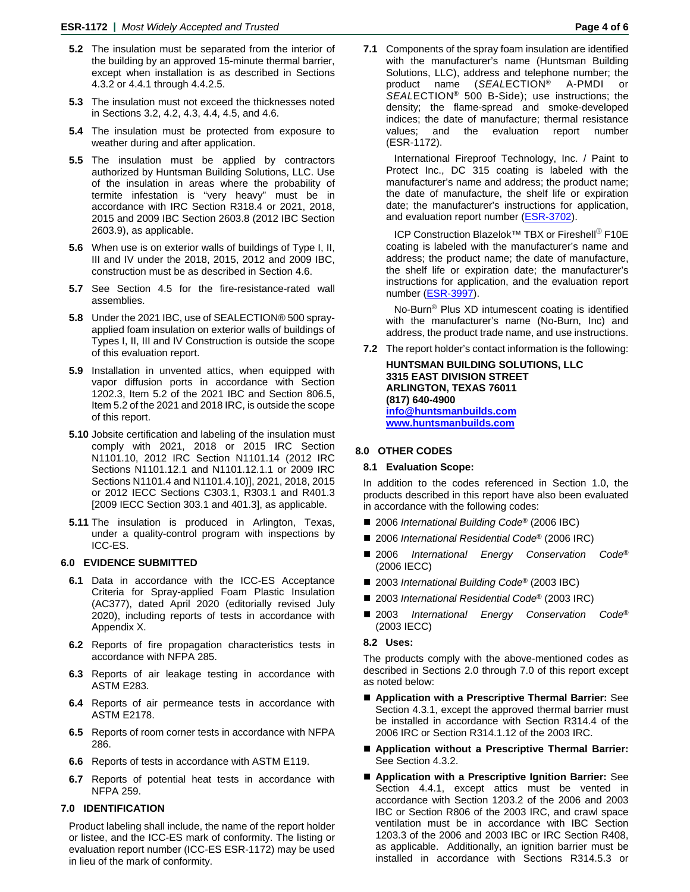**5.2** The insulation must be separated from the interior of the building by an approved 15-minute thermal barrier, except when installation is as described in Sections 4.3.2 or 4.4.1 through 4.4.2.5.

**5.3** The insulation must not exceed the thicknesses noted in Sections 3.2, 4.2, 4.3, 4.4, 4.5, and 4.6.

**5.4** The insulation must be protected from exposure to weather during and after application.

**5.5** The insulation must be applied by contractors authorized by Huntsman Building Solutions, LLC. Use of the insulation in areas where the probability of termite infestation is "very heavy" must be in accordance with IRC Section R318.4 or 2021, 2018, 2015 and 2009 IBC Section 2603.8 (2012 IBC Section 2603.9), as applicable.

**5.6** When use is on exterior walls of buildings of Type I, II, III and IV under the 2018, 2015, 2012 and 2009 IBC, construction must be as described in Section 4.6.

**5.7** See Section 4.5 for the fire-resistance-rated wall assemblies.

**5.8** Under the 2021 IBC, use of SEALECTION® 500 spray-applied foam insulation on exterior walls of buildings of Types I, II, III and IV Construction is outside the scope of this evaluation report.

**5.9** Installation in unvented attics, when equipped with vapor diffusion ports in accordance with Section 1202.3, Item 5.2 of the 2021 IBC and Section 806.5, Item 5.2 of the 2021 and 2018 IRC, is outside the scope of this report.

**5.10** Jobsite certification and labeling of the insulation must comply with 2021, 2018 or 2015 IRC Section N1101.10, 2012 IRC Section N1101.14 (2012 IRC Sections N1101.12.1 and N1101.12.1.1 or 2009 IRC Sections N1101.4 and N1101.4.10)], 2021, 2018, 2015 or 2012 IECC Sections C303.1, R303.1 and R401.3 [2009 IECC Section 303.1 and 401.3], as applicable.

**5.11** The insulation is produced in Arlington, Texas, under a quality-control program with inspections by ICC-ES.

## 6.0 EVIDENCE SUBMITTED

**6.1** Data in accordance with the ICC-ES Acceptance Criteria for Spray-applied Foam Plastic Insulation (AC377), dated April 2020 (editorially revised July 2020), including reports of tests in accordance with Appendix X.

**6.2** Reports of fire propagation characteristics tests in accordance with NFPA 285.

**6.3** Reports of air leakage testing in accordance with ASTM E283.

**6.4** Reports of air permeance tests in accordance with ASTM E2178.

**6.5** Reports of room corner tests in accordance with NFPA 286.

**6.6** Reports of tests in accordance with ASTM E119.

**6.7** Reports of potential heat tests in accordance with NFPA 259.

## 7.0 IDENTIFICATION

Product labeling shall include, the name of the report holder or listee, and the ICC-ES mark of conformity. The listing or evaluation report number (ICC-ES ESR-1172) may be used in lieu of the mark of conformity.

**7.1** Components of the spray foam insulation are identified with the manufacturer's name (Huntsman Building Solutions, LLC), address and telephone number; the product name (*SEAL*ECTION® A-PMDI or *SEAL*ECTION® 500 B-Side); use instructions; the density; the flame-spread and smoke-developed indices; the date of manufacture; thermal resistance values; and the evaluation report number (ESR-1172).

International Fireproof Technology, Inc. / Paint to Protect Inc., DC 315 coating is labeled with the manufacturer's name and address; the product name; the date of manufacture, the shelf life or expiration date; the manufacturer's instructions for application, and evaluation report number (ESR-3702).

ICP Construction Blazelok™ TBX or Fireshell® F10E coating is labeled with the manufacturer's name and address; the product name; the date of manufacture, the shelf life or expiration date; the manufacturer's instructions for application, and the evaluation report number (ESR-3997).

No-Burn® Plus XD intumescent coating is identified with the manufacturer's name (No-Burn, Inc) and address, the product trade name, and use instructions.

**7.2** The report holder's contact information is the following:

**HUNTSMAN BUILDING SOLUTIONS, LLC**
**3315 EAST DIVISION STREET**
**ARLINGTON, TEXAS 76011**
**(817) 640-4900**
**info@huntsmanbuilds.com**
**www.huntsmanbuilds.com**

## 8.0 OTHER CODES

### 8.1 Evaluation Scope:

In addition to the codes referenced in Section 1.0, the products described in this report have also been evaluated in accordance with the following codes:

- 2006 *International Building Code*® (2006 IBC)
- 2006 *International Residential Code*® (2006 IRC)
- 2006 *International Energy Conservation Code*® (2006 IECC)
- 2003 *International Building Code*® (2003 IBC)
- 2003 *International Residential Code*® (2003 IRC)
- 2003 *International Energy Conservation Code*® (2003 IECC)

### 8.2 Uses:

The products comply with the above-mentioned codes as described in Sections 2.0 through 7.0 of this report except as noted below:

- **Application with a Prescriptive Thermal Barrier:** See Section 4.3.1, except the approved thermal barrier must be installed in accordance with Section R314.4 of the 2006 IRC or Section R314.1.12 of the 2003 IRC.
- **Application without a Prescriptive Thermal Barrier:** See Section 4.3.2.
- **Application with a Prescriptive Ignition Barrier:** See Section 4.4.1, except attics must be vented in accordance with Section 1203.2 of the 2006 and 2003 IBC or Section R806 of the 2003 IRC, and crawl space ventilation must be in accordance with IBC Section 1203.3 of the 2006 and 2003 IBC or IRC Section R408, as applicable. Additionally, an ignition barrier must be installed in accordance with Sections R314.5.3 or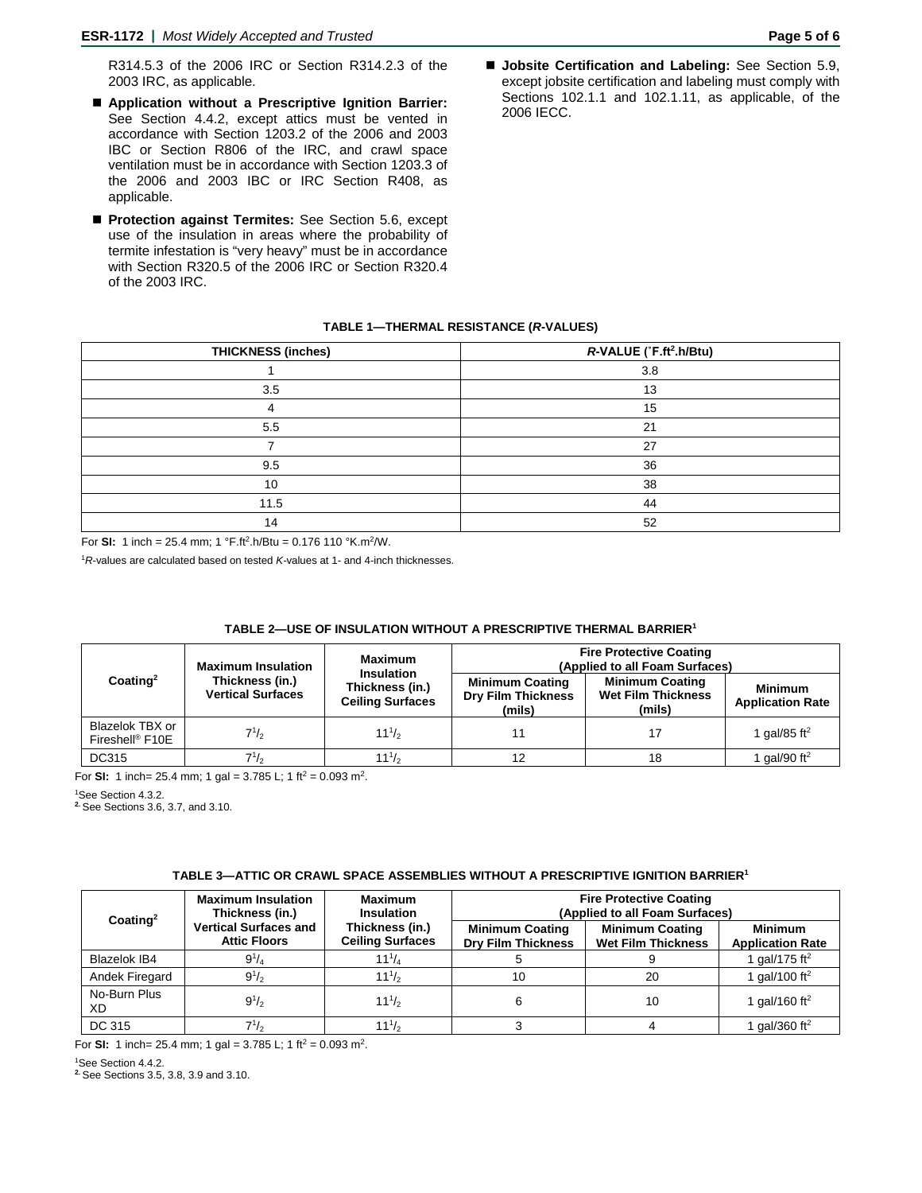R314.5.3 of the 2006 IRC or Section R314.2.3 of the 2003 IRC, as applicable.

- **Application without a Prescriptive Ignition Barrier:** See Section 4.4.2, except attics must be vented in accordance with Section 1203.2 of the 2006 and 2003 IBC or Section R806 of the IRC, and crawl space ventilation must be in accordance with Section 1203.3 of the 2006 and 2003 IBC or IRC Section R408, as applicable.
- **Protection against Termites:** See Section 5.6, except use of the insulation in areas where the probability of termite infestation is "very heavy" must be in accordance with Section R320.5 of the 2006 IRC or Section R320.4 of the 2003 IRC.
- **Jobsite Certification and Labeling:** See Section 5.9, except jobsite certification and labeling must comply with Sections 102.1.1 and 102.1.11, as applicable, of the 2006 IECC.

**TABLE 1—THERMAL RESISTANCE (*R*-VALUES)**

| THICKNESS (inches) | *R*-VALUE (°F.ft².h/Btu) |
|---|---|
| 1 | 3.8 |
| 3.5 | 13 |
| 4 | 15 |
| 5.5 | 21 |
| 7 | 27 |
| 9.5 | 36 |
| 10 | 38 |
| 11.5 | 44 |
| 14 | 52 |

For **SI:** 1 inch = 25.4 mm; 1 °F.ft².h/Btu = 0.176 110 °K.m²/W.

[1]*R*-values are calculated based on tested *K*-values at 1- and 4-inch thicknesses.

**TABLE 2—USE OF INSULATION WITHOUT A PRESCRIPTIVE THERMAL BARRIER[1]**

| Coating[2] | Maximum Insulation Thickness (in.) Vertical Surfaces | Maximum Insulation Thickness (in.) Ceiling Surfaces | Fire Protective Coating (Applied to all Foam Surfaces) | | |
|---|---|---|---|---|---|
| | | | Minimum Coating Dry Film Thickness (mils) | Minimum Coating Wet Film Thickness (mils) | Minimum Application Rate |
| Blazelok TBX or Fireshell® F10E | 7 1/2 | 11 1/2 | 11 | 17 | 1 gal/85 ft² |
| DC315 | 7 1/2 | 11 1/2 | 12 | 18 | 1 gal/90 ft² |

For **SI:** 1 inch= 25.4 mm; 1 gal = 3.785 L; 1 ft² = 0.093 m².

[1]See Section 4.3.2.
[2] See Sections 3.6, 3.7, and 3.10.

**TABLE 3—ATTIC OR CRAWL SPACE ASSEMBLIES WITHOUT A PRESCRIPTIVE IGNITION BARRIER[1]**

| Coating[2] | Maximum Insulation Thickness (in.) Vertical Surfaces and Attic Floors | Maximum Insulation Thickness (in.) Ceiling Surfaces | Fire Protective Coating (Applied to all Foam Surfaces) | | |
|---|---|---|---|---|---|
| | | | Minimum Coating Dry Film Thickness | Minimum Coating Wet Film Thickness | Minimum Application Rate |
| Blazelok IB4 | 9 1/4 | 11 1/4 | 5 | 9 | 1 gal/175 ft² |
| Andek Firegard | 9 1/2 | 11 1/2 | 10 | 20 | 1 gal/100 ft² |
| No-Burn Plus XD | 9 1/2 | 11 1/2 | 6 | 10 | 1 gal/160 ft² |
| DC 315 | 7 1/2 | 11 1/2 | 3 | 4 | 1 gal/360 ft² |

For **SI:** 1 inch= 25.4 mm; 1 gal = 3.785 L; 1 ft² = 0.093 m².

[1]See Section 4.4.2.
[2] See Sections 3.5, 3.8, 3.9 and 3.10.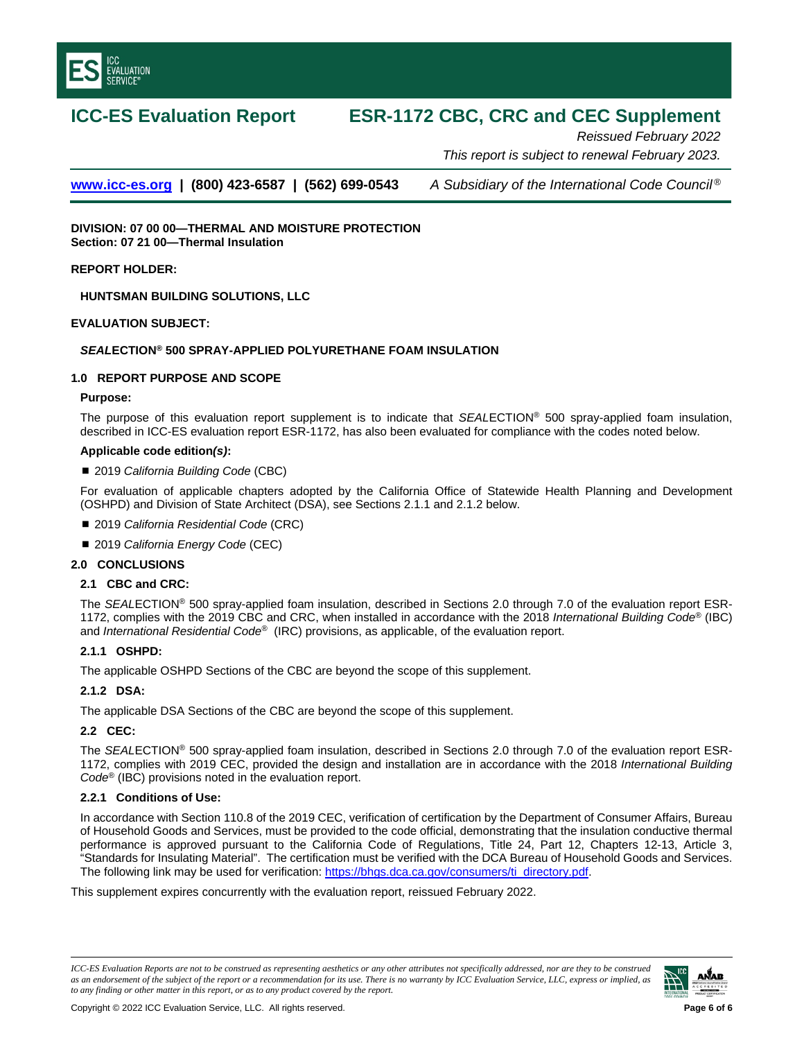# ICC-ES Evaluation Report

# ESR-1172 CBC, CRC and CEC Supplement

*Reissued February 2022*

*This report is subject to renewal February 2023.*

www.icc-es.org | (800) 423-6587 | (562) 699-0543 *A Subsidiary of the International Code Council®*

**DIVISION: 07 00 00—THERMAL AND MOISTURE PROTECTION**
**Section: 07 21 00—Thermal Insulation**

**REPORT HOLDER:**

**HUNTSMAN BUILDING SOLUTIONS, LLC**

**EVALUATION SUBJECT:**

***SEAL*ECTION® 500 SPRAY-APPLIED POLYURETHANE FOAM INSULATION**

## 1.0 REPORT PURPOSE AND SCOPE

**Purpose:**

The purpose of this evaluation report supplement is to indicate that *SEAL*ECTION® 500 spray-applied foam insulation, described in ICC-ES evaluation report ESR-1172, has also been evaluated for compliance with the codes noted below.

**Applicable code edition*(s)*:**

- 2019 *California Building Code* (CBC)

For evaluation of applicable chapters adopted by the California Office of Statewide Health Planning and Development (OSHPD) and Division of State Architect (DSA), see Sections 2.1.1 and 2.1.2 below.

- 2019 *California Residential Code* (CRC)
- 2019 *California Energy Code* (CEC)

## 2.0 CONCLUSIONS

### 2.1 CBC and CRC:

The *SEAL*ECTION® 500 spray-applied foam insulation, described in Sections 2.0 through 7.0 of the evaluation report ESR-1172, complies with the 2019 CBC and CRC, when installed in accordance with the 2018 *International Building Code®* (IBC) and *International Residential Code®* (IRC) provisions, as applicable, of the evaluation report.

#### 2.1.1 OSHPD:

The applicable OSHPD Sections of the CBC are beyond the scope of this supplement.

#### 2.1.2 DSA:

The applicable DSA Sections of the CBC are beyond the scope of this supplement.

### 2.2 CEC:

The *SEAL*ECTION® 500 spray-applied foam insulation, described in Sections 2.0 through 7.0 of the evaluation report ESR-1172, complies with 2019 CEC, provided the design and installation are in accordance with the 2018 *International Building Code®* (IBC) provisions noted in the evaluation report.

#### 2.2.1 Conditions of Use:

In accordance with Section 110.8 of the 2019 CEC, verification of certification by the Department of Consumer Affairs, Bureau of Household Goods and Services, must be provided to the code official, demonstrating that the insulation conductive thermal performance is approved pursuant to the California Code of Regulations, Title 24, Part 12, Chapters 12-13, Article 3, "Standards for Insulating Material". The certification must be verified with the DCA Bureau of Household Goods and Services. The following link may be used for verification: https://bhgs.dca.ca.gov/consumers/ti_directory.pdf.

This supplement expires concurrently with the evaluation report, reissued February 2022.

*ICC-ES Evaluation Reports are not to be construed as representing aesthetics or any other attributes not specifically addressed, nor are they to be construed as an endorsement of the subject of the report or a recommendation for its use. There is no warranty by ICC Evaluation Service, LLC, express or implied, as to any finding or other matter in this report, or as to any product covered by the report.*

Copyright © 2022 ICC Evaluation Service, LLC. All rights reserved.